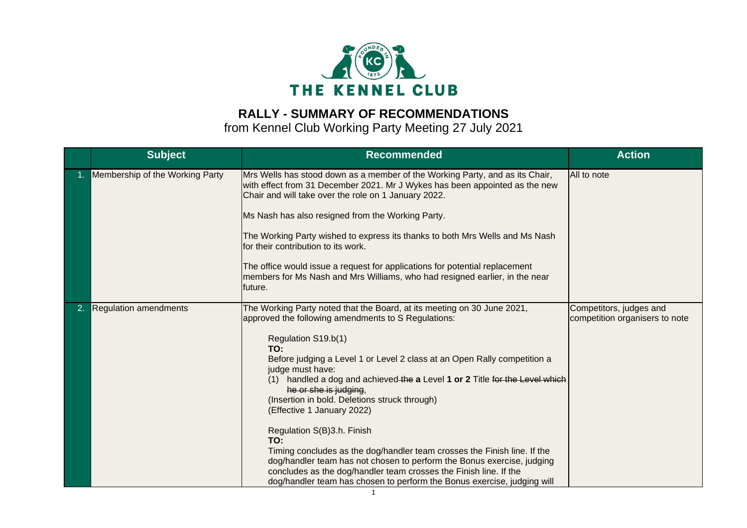# RALLY - SUMMARY OF RECOMMENDATIONS

from Kennel Club Working Party Meeting 27 July 2021

| | Subject | Recommended | Action |
|---|---|---|---|
| 1. | Membership of the Working Party | Mrs Wells has stood down as a member of the Working Party, and as its Chair, with effect from 31 December 2021. Mr J Wykes has been appointed as the new Chair and will take over the role on 1 January 2022.<br><br>Ms Nash has also resigned from the Working Party.<br><br>The Working Party wished to express its thanks to both Mrs Wells and Ms Nash for their contribution to its work.<br><br>The office would issue a request for applications for potential replacement members for Ms Nash and Mrs Williams, who had resigned earlier, in the near future. | All to note |
| 2. | Regulation amendments | The Working Party noted that the Board, at its meeting on 30 June 2021, approved the following amendments to S Regulations:<br><br>Regulation S19.b(1)<br>**TO:**<br>Before judging a Level 1 or Level 2 class at an Open Rally competition a judge must have:<br>(1) handled a dog and achieved ~~the~~ **a** Level **1 or 2** Title ~~for the Level which he or she is judging~~,<br>(Insertion in bold. Deletions struck through)<br>(Effective 1 January 2022)<br><br>Regulation S(B)3.h. Finish<br>**TO:**<br>Timing concludes as the dog/handler team crosses the Finish line. If the dog/handler team has not chosen to perform the Bonus exercise, judging concludes as the dog/handler team crosses the Finish line. If the dog/handler team has chosen to perform the Bonus exercise, judging will | Competitors, judges and competition organisers to note |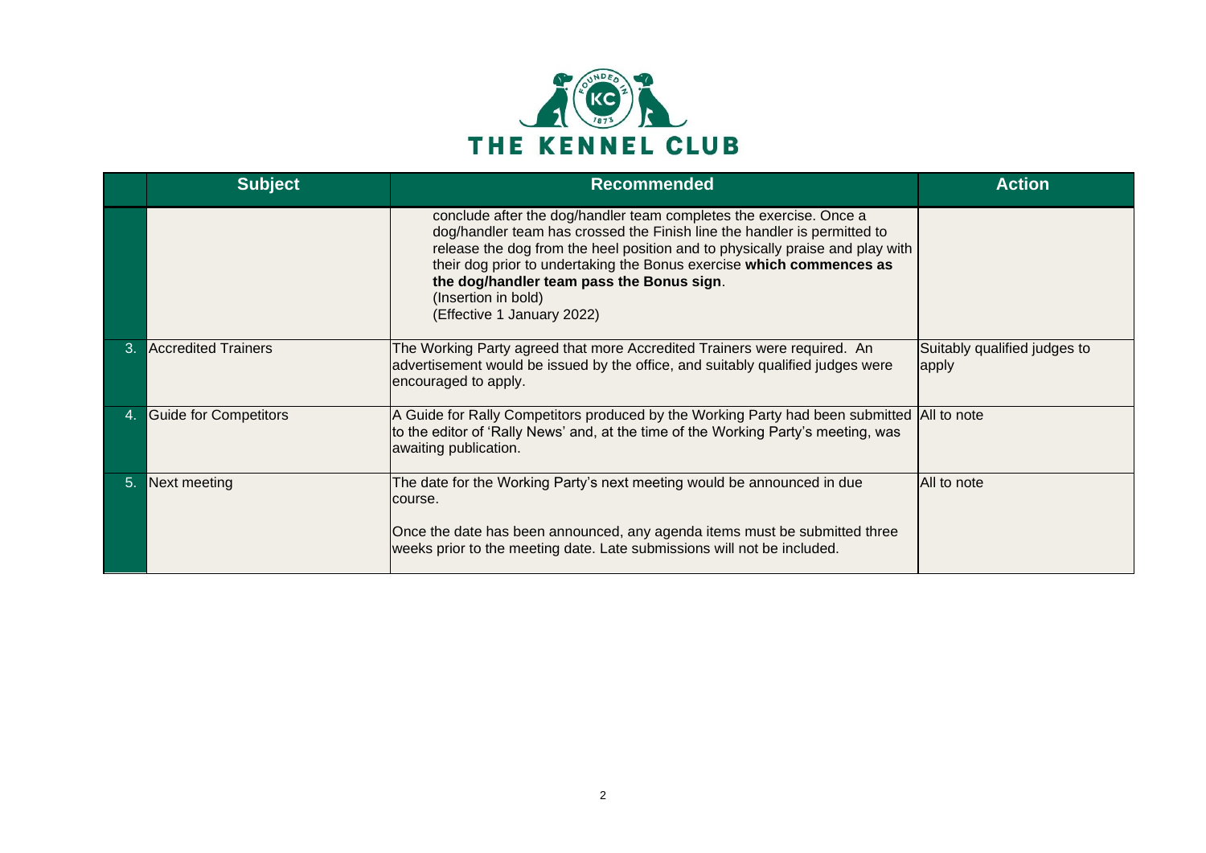| | Subject | Recommended | Action |
|---|---|---|---|
| | | conclude after the dog/handler team completes the exercise. Once a dog/handler team has crossed the Finish line the handler is permitted to release the dog from the heel position and to physically praise and play with their dog prior to undertaking the Bonus exercise **which commences as the dog/handler team pass the Bonus sign**.<br>(Insertion in bold)<br>(Effective 1 January 2022) | |
| 3. | Accredited Trainers | The Working Party agreed that more Accredited Trainers were required. An advertisement would be issued by the office, and suitably qualified judges were encouraged to apply. | Suitably qualified judges to apply |
| 4. | Guide for Competitors | A Guide for Rally Competitors produced by the Working Party had been submitted to the editor of 'Rally News' and, at the time of the Working Party's meeting, was awaiting publication. | All to note |
| 5. | Next meeting | The date for the Working Party's next meeting would be announced in due course.<br><br>Once the date has been announced, any agenda items must be submitted three weeks prior to the meeting date. Late submissions will not be included. | All to note |